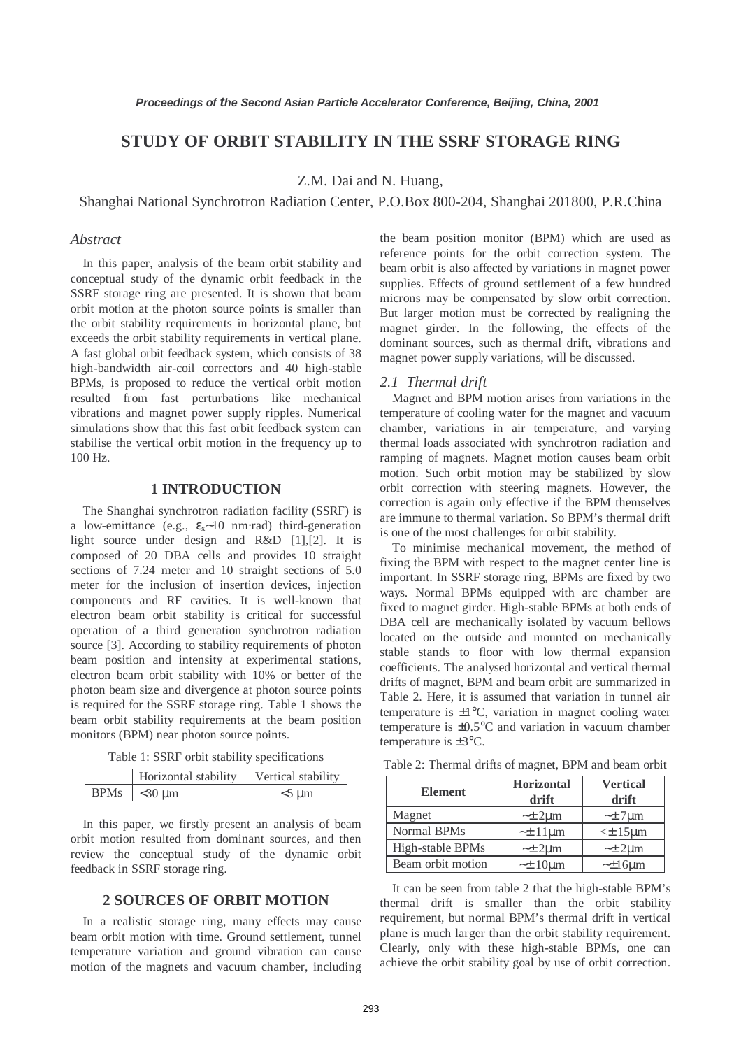# STUDY OF ORBIT STABILITY IN THE SSRF STORAGE RING

Z.M. Dai and N. Huang,

Shanghai National Synchrotron Radiation Center, P.O.Box 800-204, Shanghai 201800, P.R.China

## *Abstract*

In this paper, analysis of the beam orbit stability and conceptual study of the dynamic orbit feedback in the SSRF storage ring are presented. It is shown that beam orbit motion at the photon source points is smaller than the orbit stability requirements in horizontal plane, but exceeds the orbit stability requirements in vertical plane. A fast global orbit feedback system, which consists of 38 high-bandwidth air-coil correctors and 40 high-stable BPMs, is proposed to reduce the vertical orbit motion resulted from fast perturbations like mechanical vibrations and magnet power supply ripples. Numerical simulations show that this fast orbit feedback system can stabilise the vertical orbit motion in the frequency up to 100 Hz.

## 1 INTRODUCTION

The Shanghai synchrotron radiation facility (SSRF) is a low-emittance (e.g., $\varepsilon_x$~10 nm·rad) third-generation light source under design and R&D [1],[2]. It is composed of 20 DBA cells and provides 10 straight sections of 7.24 meter and 10 straight sections of 5.0 meter for the inclusion of insertion devices, injection components and RF cavities. It is well-known that electron beam orbit stability is critical for successful operation of a third generation synchrotron radiation source [3]. According to stability requirements of photon beam position and intensity at experimental stations, electron beam orbit stability with 10% or better of the photon beam size and divergence at photon source points is required for the SSRF storage ring. Table 1 shows the beam orbit stability requirements at the beam position monitors (BPM) near photon source points.

Table 1: SSRF orbit stability specifications

| | Horizontal stability | Vertical stability |
|---|---|---|
| BPMs | <30 μm | <5 μm |

In this paper, we firstly present an analysis of beam orbit motion resulted from dominant sources, and then review the conceptual study of the dynamic orbit feedback in SSRF storage ring.

## 2 SOURCES OF ORBIT MOTION

In a realistic storage ring, many effects may cause beam orbit motion with time. Ground settlement, tunnel temperature variation and ground vibration can cause motion of the magnets and vacuum chamber, including the beam position monitor (BPM) which are used as reference points for the orbit correction system. The beam orbit is also affected by variations in magnet power supplies. Effects of ground settlement of a few hundred microns may be compensated by slow orbit correction. But larger motion must be corrected by realigning the magnet girder. In the following, the effects of the dominant sources, such as thermal drift, vibrations and magnet power supply variations, will be discussed.

### *2.1 Thermal drift*

Magnet and BPM motion arises from variations in the temperature of cooling water for the magnet and vacuum chamber, variations in air temperature, and varying thermal loads associated with synchrotron radiation and ramping of magnets. Magnet motion causes beam orbit motion. Such orbit motion may be stabilized by slow orbit correction with steering magnets. However, the correction is again only effective if the BPM themselves are immune to thermal variation. So BPM's thermal drift is one of the most challenges for orbit stability.

To minimise mechanical movement, the method of fixing the BPM with respect to the magnet center line is important. In SSRF storage ring, BPMs are fixed by two ways. Normal BPMs equipped with arc chamber are fixed to magnet girder. High-stable BPMs at both ends of DBA cell are mechanically isolated by vacuum bellows located on the outside and mounted on mechanically stable stands to floor with low thermal expansion coefficients. The analysed horizontal and vertical thermal drifts of magnet, BPM and beam orbit are summarized in Table 2. Here, it is assumed that variation in tunnel air temperature is ±1°C, variation in magnet cooling water temperature is ±0.5°C and variation in vacuum chamber temperature is ±3°C.

Table 2: Thermal drifts of magnet, BPM and beam orbit

| Element | Horizontal drift | Vertical drift |
|---|---|---|
| Magnet | ~± 2μm | ~± 7μm |
| Normal BPMs | ~± 11μm | <± 15μm |
| High-stable BPMs | ~± 2μm | ~± 2μm |
| Beam orbit motion | ~± 10μm | ~±16μm |

It can be seen from table 2 that the high-stable BPM's thermal drift is smaller than the orbit stability requirement, but normal BPM's thermal drift in vertical plane is much larger than the orbit stability requirement. Clearly, only with these high-stable BPMs, one can achieve the orbit stability goal by use of orbit correction.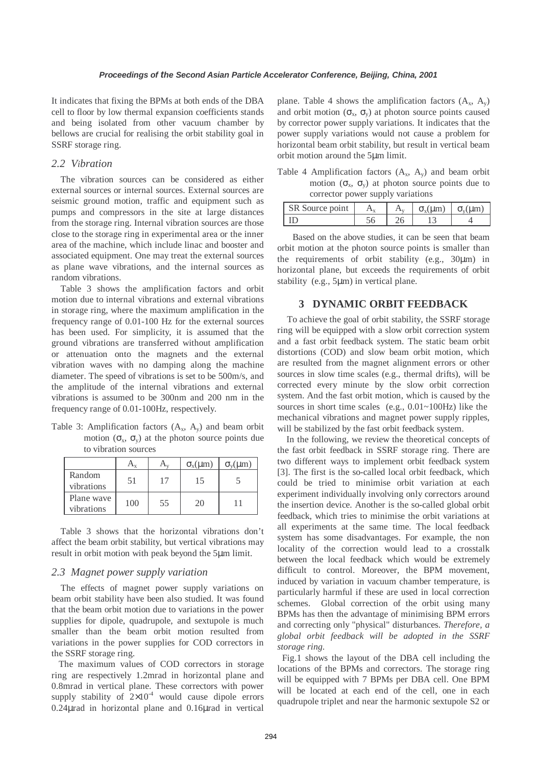It indicates that fixing the BPMs at both ends of the DBA cell to floor by low thermal expansion coefficients stands and being isolated from other vacuum chamber by bellows are crucial for realising the orbit stability goal in SSRF storage ring.

### *2.2 Vibration*

The vibration sources can be considered as either external sources or internal sources. External sources are seismic ground motion, traffic and equipment such as pumps and compressors in the site at large distances from the storage ring. Internal vibration sources are those close to the storage ring in experimental area or the inner area of the machine, which include linac and booster and associated equipment. One may treat the external sources as plane wave vibrations, and the internal sources as random vibrations.

Table 3 shows the amplification factors and orbit motion due to internal vibrations and external vibrations in storage ring, where the maximum amplification in the frequency range of 0.01-100 Hz for the external sources has been used. For simplicity, it is assumed that the ground vibrations are transferred without amplification or attenuation onto the magnets and the external vibration waves with no damping along the machine diameter. The speed of vibrations is set to be 500m/s, and the amplitude of the internal vibrations and external vibrations is assumed to be 300nm and 200 nm in the frequency range of 0.01-100Hz, respectively.

Table 3: Amplification factors ($A_x$, $A_y$) and beam orbit motion ($\sigma_x$, $\sigma_y$) at the photon source points due to vibration sources

| | $A_x$ | $A_y$ | $\sigma_x(\mu m)$ | $\sigma_y(\mu m)$ |
|---|---|---|---|---|
| Random vibrations | 51 | 17 | 15 | 5 |
| Plane wave vibrations | 100 | 55 | 20 | 11 |

Table 3 shows that the horizontal vibrations don't affect the beam orbit stability, but vertical vibrations may result in orbit motion with peak beyond the 5μm limit.

### *2.3 Magnet power supply variation*

The effects of magnet power supply variations on beam orbit stability have been also studied. It was found that the beam orbit motion due to variations in the power supplies for dipole, quadrupole, and sextupole is much smaller than the beam orbit motion resulted from variations in the power supplies for COD correctors in the SSRF storage ring.

The maximum values of COD correctors in storage ring are respectively 1.2mrad in horizontal plane and 0.8mrad in vertical plane. These correctors with power supply stability of $2\times10^{-4}$ would cause dipole errors 0.24μrad in horizontal plane and 0.16μrad in vertical plane. Table 4 shows the amplification factors ($A_x$, $A_y$) and orbit motion ($\sigma_x$, $\sigma_y$) at photon source points caused by corrector power supply variations. It indicates that the power supply variations would not cause a problem for horizontal beam orbit stability, but result in vertical beam orbit motion around the 5μm limit.

Table 4 Amplification factors ($A_x$, $A_y$) and beam orbit motion ($\sigma_x$, $\sigma_y$) at photon source points due to corrector power supply variations

| SR Source point | $A_x$ | $A_y$ | $\sigma_x(\mu m)$ | $\sigma_y(\mu m)$ |
|---|---|---|---|---|
| ID | 56 | 26 | 13 | 4 |

Based on the above studies, it can be seen that beam orbit motion at the photon source points is smaller than the requirements of orbit stability (e.g., 30μm) in horizontal plane, but exceeds the requirements of orbit stability (e.g., 5μm) in vertical plane.

## 3 DYNAMIC ORBIT FEEDBACK

To achieve the goal of orbit stability, the SSRF storage ring will be equipped with a slow orbit correction system and a fast orbit feedback system. The static beam orbit distortions (COD) and slow beam orbit motion, which are resulted from the magnet alignment errors or other sources in slow time scales (e.g., thermal drifts), will be corrected every minute by the slow orbit correction system. And the fast orbit motion, which is caused by the sources in short time scales (e.g., 0.01~100Hz) like the mechanical vibrations and magnet power supply ripples, will be stabilized by the fast orbit feedback system.

In the following, we review the theoretical concepts of the fast orbit feedback in SSRF storage ring. There are two different ways to implement orbit feedback system [3]. The first is the so-called local orbit feedback, which could be tried to minimise orbit variation at each experiment individually involving only correctors around the insertion device. Another is the so-called global orbit feedback, which tries to minimise the orbit variations at all experiments at the same time. The local feedback system has some disadvantages. For example, the non locality of the correction would lead to a crosstalk between the local feedback which would be extremely difficult to control. Moreover, the BPM movement, induced by variation in vacuum chamber temperature, is particularly harmful if these are used in local correction schemes. Global correction of the orbit using many BPMs has then the advantage of minimising BPM errors and correcting only "physical" disturbances. *Therefore, a global orbit feedback will be adopted in the SSRF storage ring.*

Fig.1 shows the layout of the DBA cell including the locations of the BPMs and correctors. The storage ring will be equipped with 7 BPMs per DBA cell. One BPM will be located at each end of the cell, one in each quadrupole triplet and near the harmonic sextupole S2 or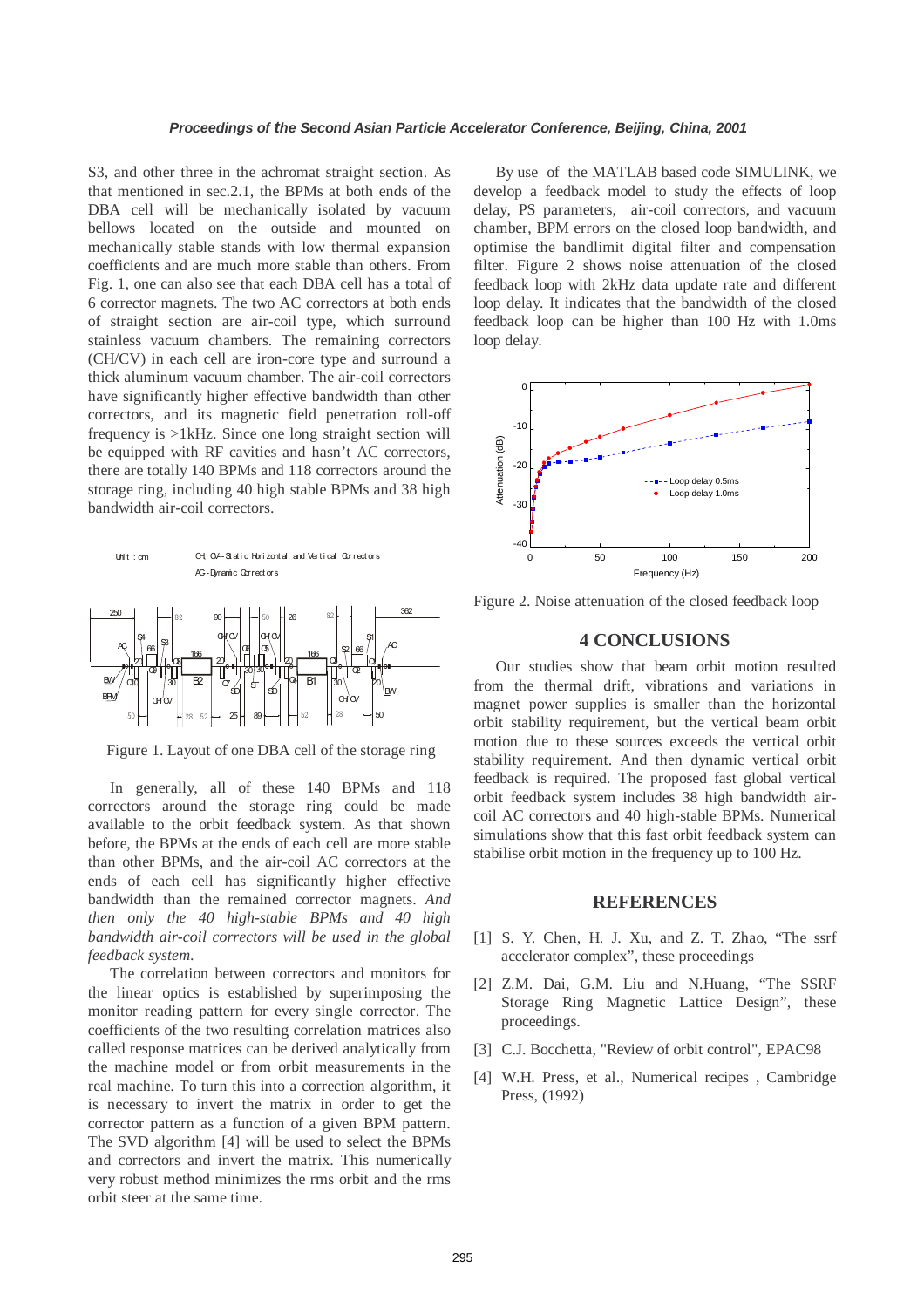S3, and other three in the achromat straight section. As that mentioned in sec.2.1, the BPMs at both ends of the DBA cell will be mechanically isolated by vacuum bellows located on the outside and mounted on mechanically stable stands with low thermal expansion coefficients and are much more stable than others. From Fig. 1, one can also see that each DBA cell has a total of 6 corrector magnets. The two AC correctors at both ends of straight section are air-coil type, which surround stainless vacuum chambers. The remaining correctors (CH/CV) in each cell are iron-core type and surround a thick aluminum vacuum chamber. The air-coil correctors have significantly higher effective bandwidth than other correctors, and its magnetic field penetration roll-off frequency is >1kHz. Since one long straight section will be equipped with RF cavities and hasn't AC correctors, there are totally 140 BPMs and 118 correctors around the storage ring, including 40 high stable BPMs and 38 high bandwidth air-coil correctors.

Unit : cm

CH, CV - Static Horizontal and Vertical Correctors

AC - Dynamic Correctors

250 82 90 50 26 82 362

S4 S3 CH CV Q6 CH CV Q5 S2 S1 AC AC 66 166 20 Q3 66 20 30 30 166 20 Q2 30 Q1 BW Q10 Q9 Q8 B2 Q7 SF B1 Q4 BW BPM SD SD CH CV CH CV 50 28 52 25 89 52 28 50

Figure 1. Layout of one DBA cell of the storage ring

In generally, all of these 140 BPMs and 118 correctors around the storage ring could be made available to the orbit feedback system. As that shown before, the BPMs at the ends of each cell are more stable than other BPMs, and the air-coil AC correctors at the ends of each cell has significantly higher effective bandwidth than the remained corrector magnets. *And then only the 40 high-stable BPMs and 40 high bandwidth air-coil correctors will be used in the global feedback system.*

The correlation between correctors and monitors for the linear optics is established by superimposing the monitor reading pattern for every single corrector. The coefficients of the two resulting correlation matrices also called response matrices can be derived analytically from the machine model or from orbit measurements in the real machine. To turn this into a correction algorithm, it is necessary to invert the matrix in order to get the corrector pattern as a function of a given BPM pattern. The SVD algorithm [4] will be used to select the BPMs and correctors and invert the matrix. This numerically very robust method minimizes the rms orbit and the rms orbit steer at the same time.

By use of the MATLAB based code SIMULINK, we develop a feedback model to study the effects of loop delay, PS parameters, air-coil correctors, and vacuum chamber, BPM errors on the closed loop bandwidth, and optimise the bandlimit digital filter and compensation filter. Figure 2 shows noise attenuation of the closed feedback loop with 2kHz data update rate and different loop delay. It indicates that the bandwidth of the closed feedback loop can be higher than 100 Hz with 1.0ms loop delay.

Attenuation (dB)

0

-10

-20

-30

-40

0 50 100 150 200

Frequency (Hz)

Loop delay 0.5ms

Loop delay 1.0ms

Figure 2. Noise attenuation of the closed feedback loop

## 4 CONCLUSIONS

Our studies show that beam orbit motion resulted from the thermal drift, vibrations and variations in magnet power supplies is smaller than the horizontal orbit stability requirement, but the vertical beam orbit motion due to these sources exceeds the vertical orbit stability requirement. And then dynamic vertical orbit feedback is required. The proposed fast global vertical orbit feedback system includes 38 high bandwidth air-coil AC correctors and 40 high-stable BPMs. Numerical simulations show that this fast orbit feedback system can stabilise orbit motion in the frequency up to 100 Hz.

## REFERENCES

[1] S. Y. Chen, H. J. Xu, and Z. T. Zhao, "The ssrf accelerator complex", these proceedings

[2] Z.M. Dai, G.M. Liu and N.Huang, "The SSRF Storage Ring Magnetic Lattice Design", these proceedings.

[3] C.J. Bocchetta, "Review of orbit control", EPAC98

[4] W.H. Press, et al., Numerical recipes , Cambridge Press, (1992)